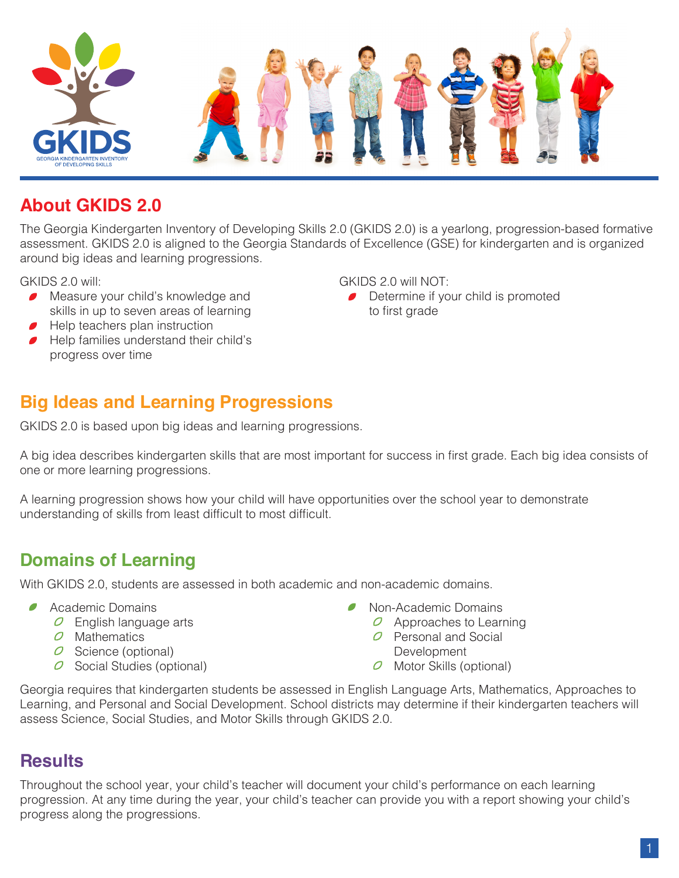## About GKIDS 2.0

The Georgia Kindergarten Inventory of Developing Skills 2.0 (GKIDS 2.0) is a yearlong, progression-based formative assessment. GKIDS 2.0 is aligned to the Georgia Standards of Excellence (GSE) for kindergarten and is organized around big ideas and learning progressions.

GKIDS 2.0 will:

- Measure your child's knowledge and skills in up to seven areas of learning
- Help teachers plan instruction
- Help families understand their child's progress over time

GKIDS 2.0 will NOT:

- Determine if your child is promoted to first grade

## Big Ideas and Learning Progressions

GKIDS 2.0 is based upon big ideas and learning progressions.

A big idea describes kindergarten skills that are most important for success in first grade. Each big idea consists of one or more learning progressions.

A learning progression shows how your child will have opportunities over the school year to demonstrate understanding of skills from least difficult to most difficult.

## Domains of Learning

With GKIDS 2.0, students are assessed in both academic and non-academic domains.

- Academic Domains
  - English language arts
  - Mathematics
  - Science (optional)
  - Social Studies (optional)
- Non-Academic Domains
  - Approaches to Learning
  - Personal and Social Development
  - Motor Skills (optional)

Georgia requires that kindergarten students be assessed in English Language Arts, Mathematics, Approaches to Learning, and Personal and Social Development. School districts may determine if their kindergarten teachers will assess Science, Social Studies, and Motor Skills through GKIDS 2.0.

## Results

Throughout the school year, your child's teacher will document your child's performance on each learning progression. At any time during the year, your child's teacher can provide you with a report showing your child's progress along the progressions.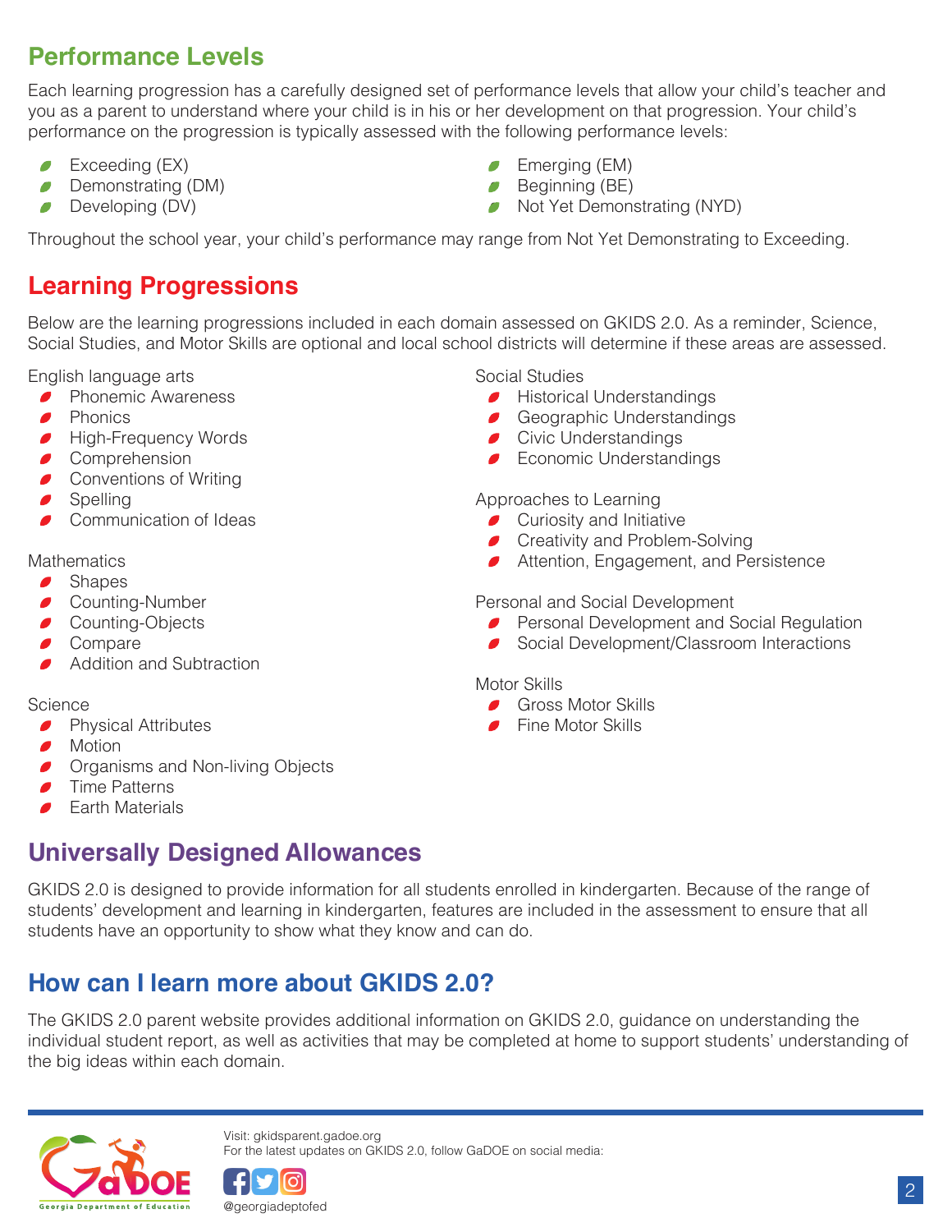## Performance Levels

Each learning progression has a carefully designed set of performance levels that allow your child's teacher and you as a parent to understand where your child is in his or her development on that progression. Your child's performance on the progression is typically assessed with the following performance levels:

- Exceeding (EX)
- Demonstrating (DM)
- Developing (DV)
- Emerging (EM)
- Beginning (BE)
- Not Yet Demonstrating (NYD)

Throughout the school year, your child's performance may range from Not Yet Demonstrating to Exceeding.

## Learning Progressions

Below are the learning progressions included in each domain assessed on GKIDS 2.0. As a reminder, Science, Social Studies, and Motor Skills are optional and local school districts will determine if these areas are assessed.

English language arts
- Phonemic Awareness
- Phonics
- High-Frequency Words
- Comprehension
- Conventions of Writing
- Spelling
- Communication of Ideas

Mathematics
- Shapes
- Counting-Number
- Counting-Objects
- Compare
- Addition and Subtraction

Science
- Physical Attributes
- Motion
- Organisms and Non-living Objects
- Time Patterns
- Earth Materials

Social Studies
- Historical Understandings
- Geographic Understandings
- Civic Understandings
- Economic Understandings

Approaches to Learning
- Curiosity and Initiative
- Creativity and Problem-Solving
- Attention, Engagement, and Persistence

Personal and Social Development
- Personal Development and Social Regulation
- Social Development/Classroom Interactions

Motor Skills
- Gross Motor Skills
- Fine Motor Skills

## Universally Designed Allowances

GKIDS 2.0 is designed to provide information for all students enrolled in kindergarten. Because of the range of students' development and learning in kindergarten, features are included in the assessment to ensure that all students have an opportunity to show what they know and can do.

## How can I learn more about GKIDS 2.0?

The GKIDS 2.0 parent website provides additional information on GKIDS 2.0, guidance on understanding the individual student report, as well as activities that may be completed at home to support students' understanding of the big ideas within each domain.

Georgia Department of Education

Visit: gkidsparent.gadoe.org
For the latest updates on GKIDS 2.0, follow GaDOE on social media:

@georgiadeptofed